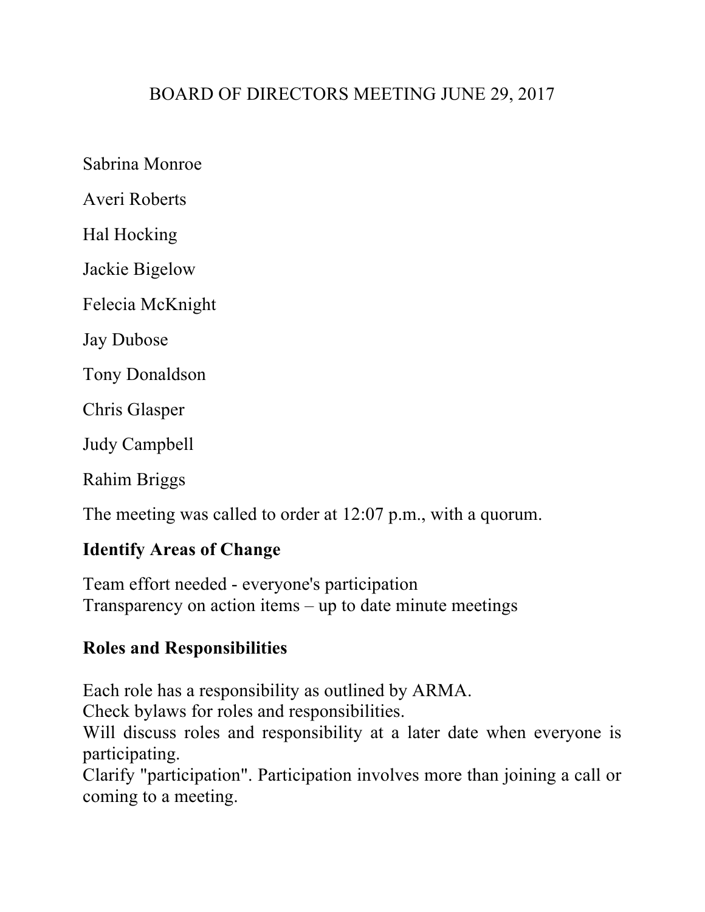# BOARD OF DIRECTORS MEETING JUNE 29, 2017

Sabrina Monroe

Averi Roberts

Hal Hocking

Jackie Bigelow

Felecia McKnight

Jay Dubose

Tony Donaldson

Chris Glasper

Judy Campbell

Rahim Briggs

The meeting was called to order at 12:07 p.m., with a quorum.

**Identify Areas of Change**

Team effort needed - everyone's participation
Transparency on action items – up to date minute meetings

**Roles and Responsibilities**

Each role has a responsibility as outlined by ARMA.
Check bylaws for roles and responsibilities.
Will discuss roles and responsibility at a later date when everyone is participating.
Clarify "participation". Participation involves more than joining a call or coming to a meeting.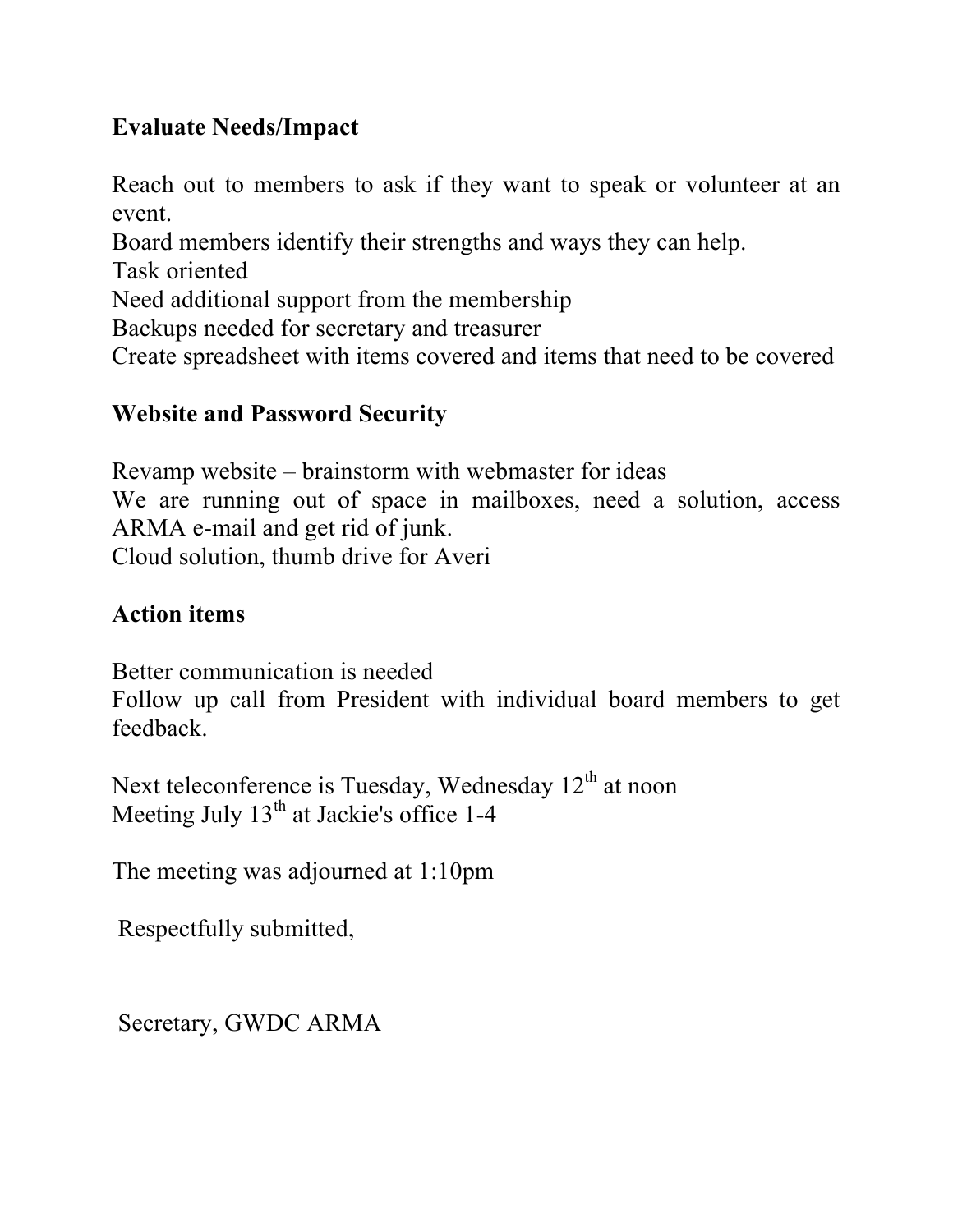**Evaluate Needs/Impact**

Reach out to members to ask if they want to speak or volunteer at an event.
Board members identify their strengths and ways they can help.
Task oriented
Need additional support from the membership
Backups needed for secretary and treasurer
Create spreadsheet with items covered and items that need to be covered

**Website and Password Security**

Revamp website – brainstorm with webmaster for ideas
We are running out of space in mailboxes, need a solution, access ARMA e-mail and get rid of junk.
Cloud solution, thumb drive for Averi

**Action items**

Better communication is needed
Follow up call from President with individual board members to get feedback.

Next teleconference is Tuesday, Wednesday 12th at noon
Meeting July 13th at Jackie's office 1-4

The meeting was adjourned at 1:10pm

Respectfully submitted,

Secretary, GWDC ARMA